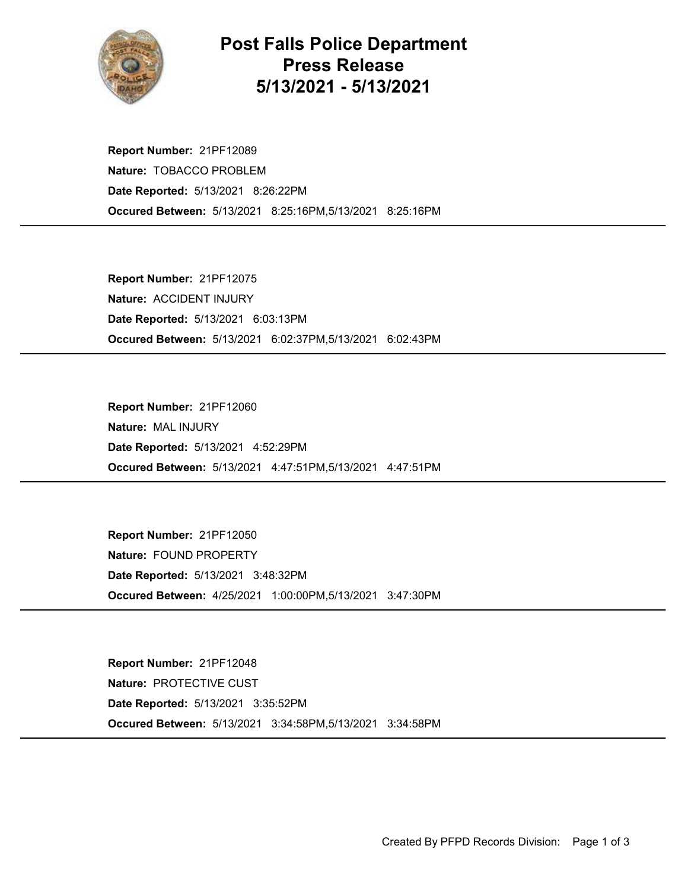# Post Falls Police Department
# Press Release
# 5/13/2021 - 5/13/2021

**Report Number:** 21PF12089
**Nature:** TOBACCO PROBLEM
**Date Reported:** 5/13/2021 8:26:22PM
**Occured Between:** 5/13/2021 8:25:16PM,5/13/2021 8:25:16PM

---

**Report Number:** 21PF12075
**Nature:** ACCIDENT INJURY
**Date Reported:** 5/13/2021 6:03:13PM
**Occured Between:** 5/13/2021 6:02:37PM,5/13/2021 6:02:43PM

---

**Report Number:** 21PF12060
**Nature:** MAL INJURY
**Date Reported:** 5/13/2021 4:52:29PM
**Occured Between:** 5/13/2021 4:47:51PM,5/13/2021 4:47:51PM

---

**Report Number:** 21PF12050
**Nature:** FOUND PROPERTY
**Date Reported:** 5/13/2021 3:48:32PM
**Occured Between:** 4/25/2021 1:00:00PM,5/13/2021 3:47:30PM

---

**Report Number:** 21PF12048
**Nature:** PROTECTIVE CUST
**Date Reported:** 5/13/2021 3:35:52PM
**Occured Between:** 5/13/2021 3:34:58PM,5/13/2021 3:34:58PM

---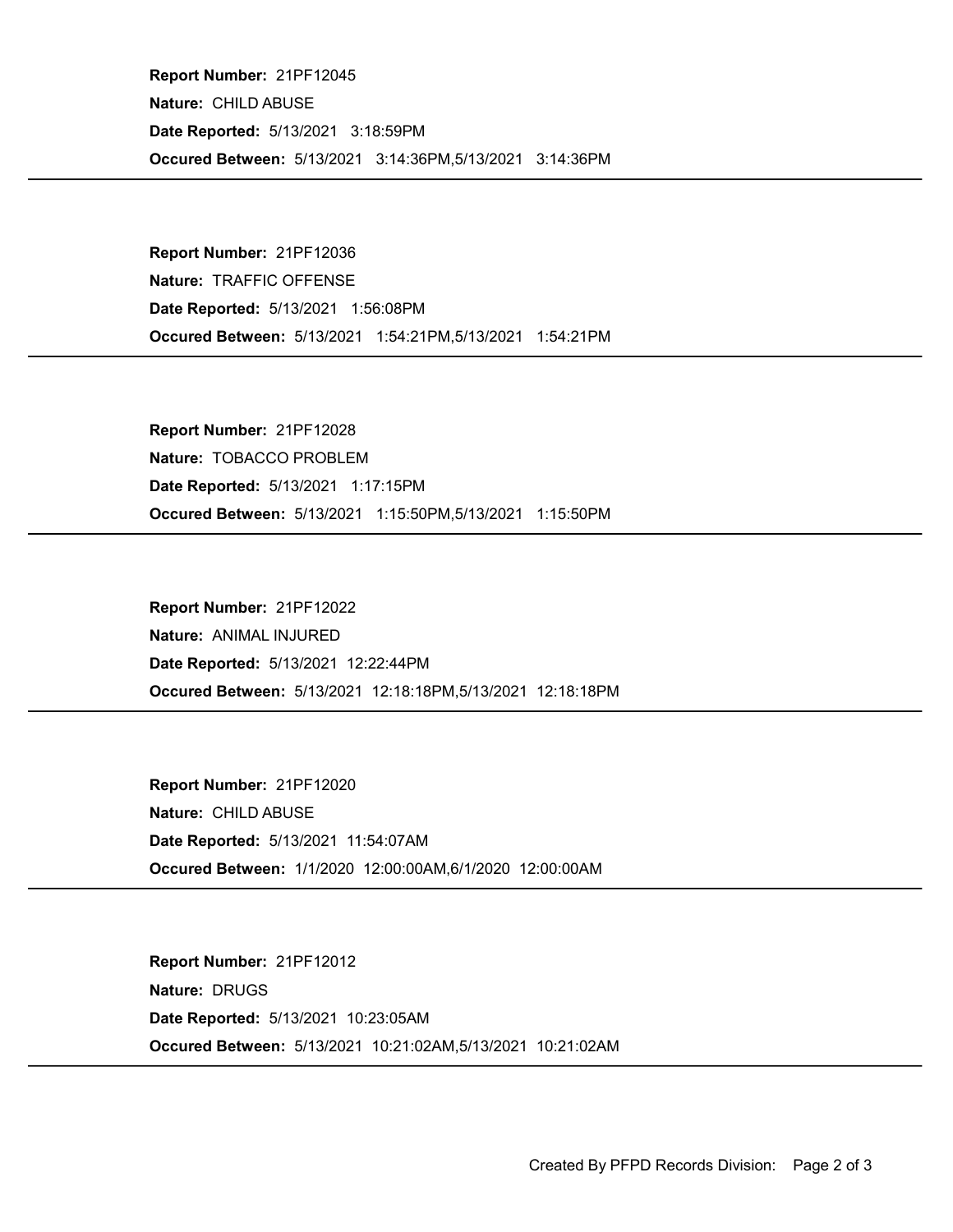**Report Number:** 21PF12045

**Nature:** CHILD ABUSE

**Date Reported:** 5/13/2021 3:18:59PM

**Occured Between:** 5/13/2021 3:14:36PM,5/13/2021 3:14:36PM

---

**Report Number:** 21PF12036

**Nature:** TRAFFIC OFFENSE

**Date Reported:** 5/13/2021 1:56:08PM

**Occured Between:** 5/13/2021 1:54:21PM,5/13/2021 1:54:21PM

---

**Report Number:** 21PF12028

**Nature:** TOBACCO PROBLEM

**Date Reported:** 5/13/2021 1:17:15PM

**Occured Between:** 5/13/2021 1:15:50PM,5/13/2021 1:15:50PM

---

**Report Number:** 21PF12022

**Nature:** ANIMAL INJURED

**Date Reported:** 5/13/2021 12:22:44PM

**Occured Between:** 5/13/2021 12:18:18PM,5/13/2021 12:18:18PM

---

**Report Number:** 21PF12020

**Nature:** CHILD ABUSE

**Date Reported:** 5/13/2021 11:54:07AM

**Occured Between:** 1/1/2020 12:00:00AM,6/1/2020 12:00:00AM

---

**Report Number:** 21PF12012

**Nature:** DRUGS

**Date Reported:** 5/13/2021 10:23:05AM

**Occured Between:** 5/13/2021 10:21:02AM,5/13/2021 10:21:02AM

---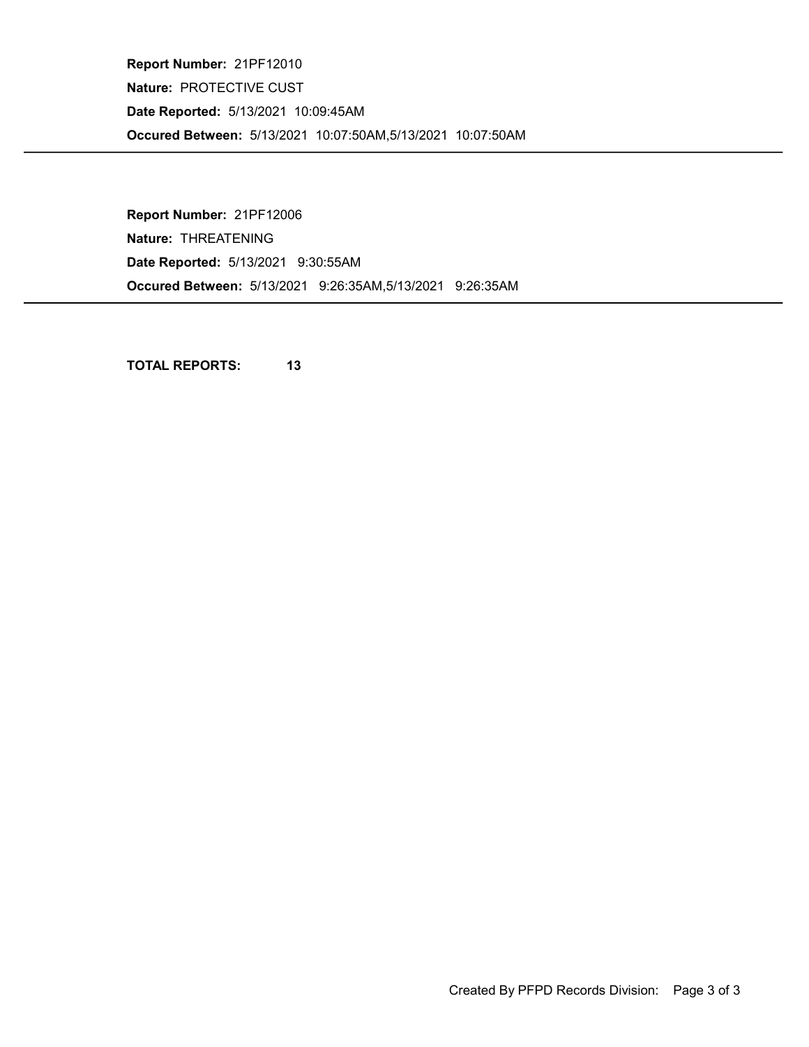**Report Number:** 21PF12010

**Nature:** PROTECTIVE CUST

**Date Reported:** 5/13/2021 10:09:45AM

**Occured Between:** 5/13/2021 10:07:50AM,5/13/2021 10:07:50AM

---

**Report Number:** 21PF12006

**Nature:** THREATENING

**Date Reported:** 5/13/2021 9:30:55AM

**Occured Between:** 5/13/2021 9:26:35AM,5/13/2021 9:26:35AM

---

**TOTAL REPORTS: 13**

Created By PFPD Records Division: